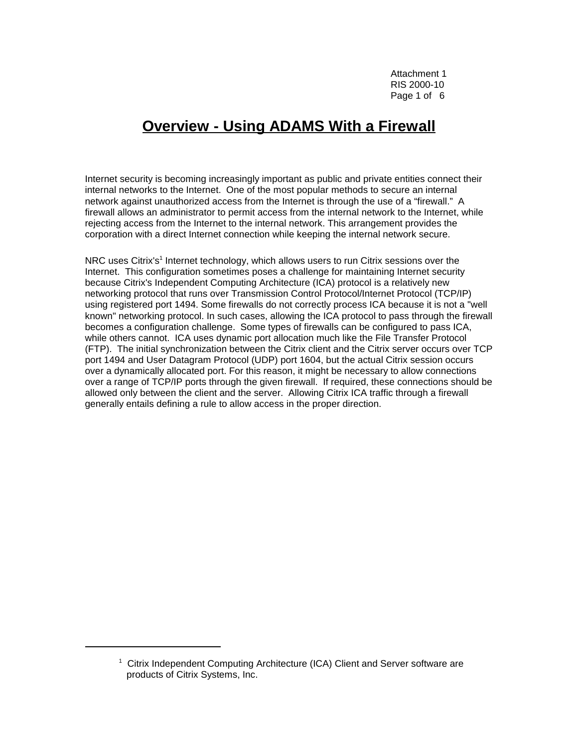# Overview - Using ADAMS With a Firewall

Internet security is becoming increasingly important as public and private entities connect their internal networks to the Internet. One of the most popular methods to secure an internal network against unauthorized access from the Internet is through the use of a "firewall." A firewall allows an administrator to permit access from the internal network to the Internet, while rejecting access from the Internet to the internal network. This arrangement provides the corporation with a direct Internet connection while keeping the internal network secure.

NRC uses Citrix's[1] Internet technology, which allows users to run Citrix sessions over the Internet. This configuration sometimes poses a challenge for maintaining Internet security because Citrix's Independent Computing Architecture (ICA) protocol is a relatively new networking protocol that runs over Transmission Control Protocol/Internet Protocol (TCP/IP) using registered port 1494. Some firewalls do not correctly process ICA because it is not a "well known" networking protocol. In such cases, allowing the ICA protocol to pass through the firewall becomes a configuration challenge. Some types of firewalls can be configured to pass ICA, while others cannot. ICA uses dynamic port allocation much like the File Transfer Protocol (FTP). The initial synchronization between the Citrix client and the Citrix server occurs over TCP port 1494 and User Datagram Protocol (UDP) port 1604, but the actual Citrix session occurs over a dynamically allocated port. For this reason, it might be necessary to allow connections over a range of TCP/IP ports through the given firewall. If required, these connections should be allowed only between the client and the server. Allowing Citrix ICA traffic through a firewall generally entails defining a rule to allow access in the proper direction.

[1] Citrix Independent Computing Architecture (ICA) Client and Server software are products of Citrix Systems, Inc.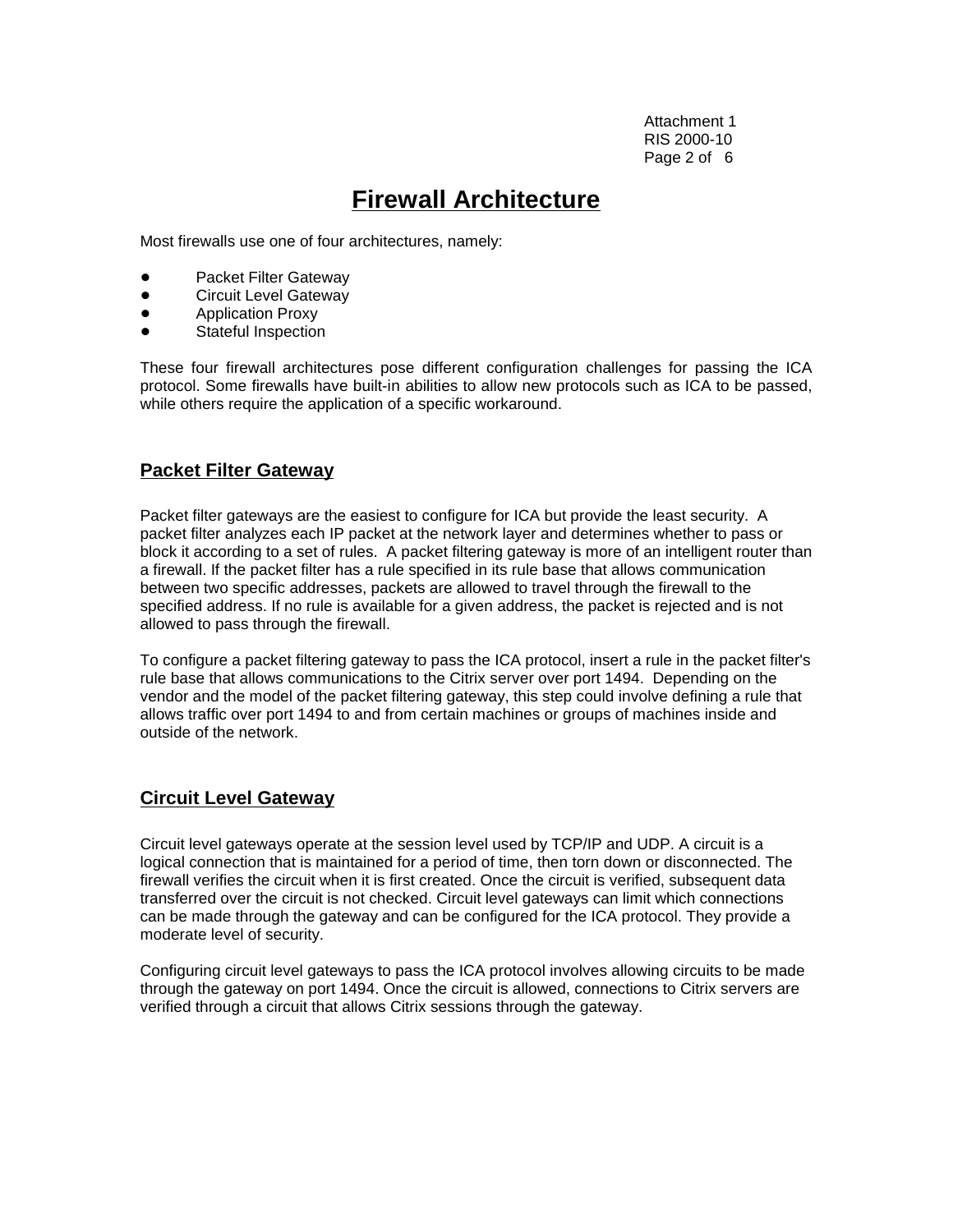# Firewall Architecture

Most firewalls use one of four architectures, namely:

- Packet Filter Gateway
- Circuit Level Gateway
- Application Proxy
- Stateful Inspection

These four firewall architectures pose different configuration challenges for passing the ICA protocol. Some firewalls have built-in abilities to allow new protocols such as ICA to be passed, while others require the application of a specific workaround.

## Packet Filter Gateway

Packet filter gateways are the easiest to configure for ICA but provide the least security. A packet filter analyzes each IP packet at the network layer and determines whether to pass or block it according to a set of rules. A packet filtering gateway is more of an intelligent router than a firewall. If the packet filter has a rule specified in its rule base that allows communication between two specific addresses, packets are allowed to travel through the firewall to the specified address. If no rule is available for a given address, the packet is rejected and is not allowed to pass through the firewall.

To configure a packet filtering gateway to pass the ICA protocol, insert a rule in the packet filter's rule base that allows communications to the Citrix server over port 1494. Depending on the vendor and the model of the packet filtering gateway, this step could involve defining a rule that allows traffic over port 1494 to and from certain machines or groups of machines inside and outside of the network.

## Circuit Level Gateway

Circuit level gateways operate at the session level used by TCP/IP and UDP. A circuit is a logical connection that is maintained for a period of time, then torn down or disconnected. The firewall verifies the circuit when it is first created. Once the circuit is verified, subsequent data transferred over the circuit is not checked. Circuit level gateways can limit which connections can be made through the gateway and can be configured for the ICA protocol. They provide a moderate level of security.

Configuring circuit level gateways to pass the ICA protocol involves allowing circuits to be made through the gateway on port 1494. Once the circuit is allowed, connections to Citrix servers are verified through a circuit that allows Citrix sessions through the gateway.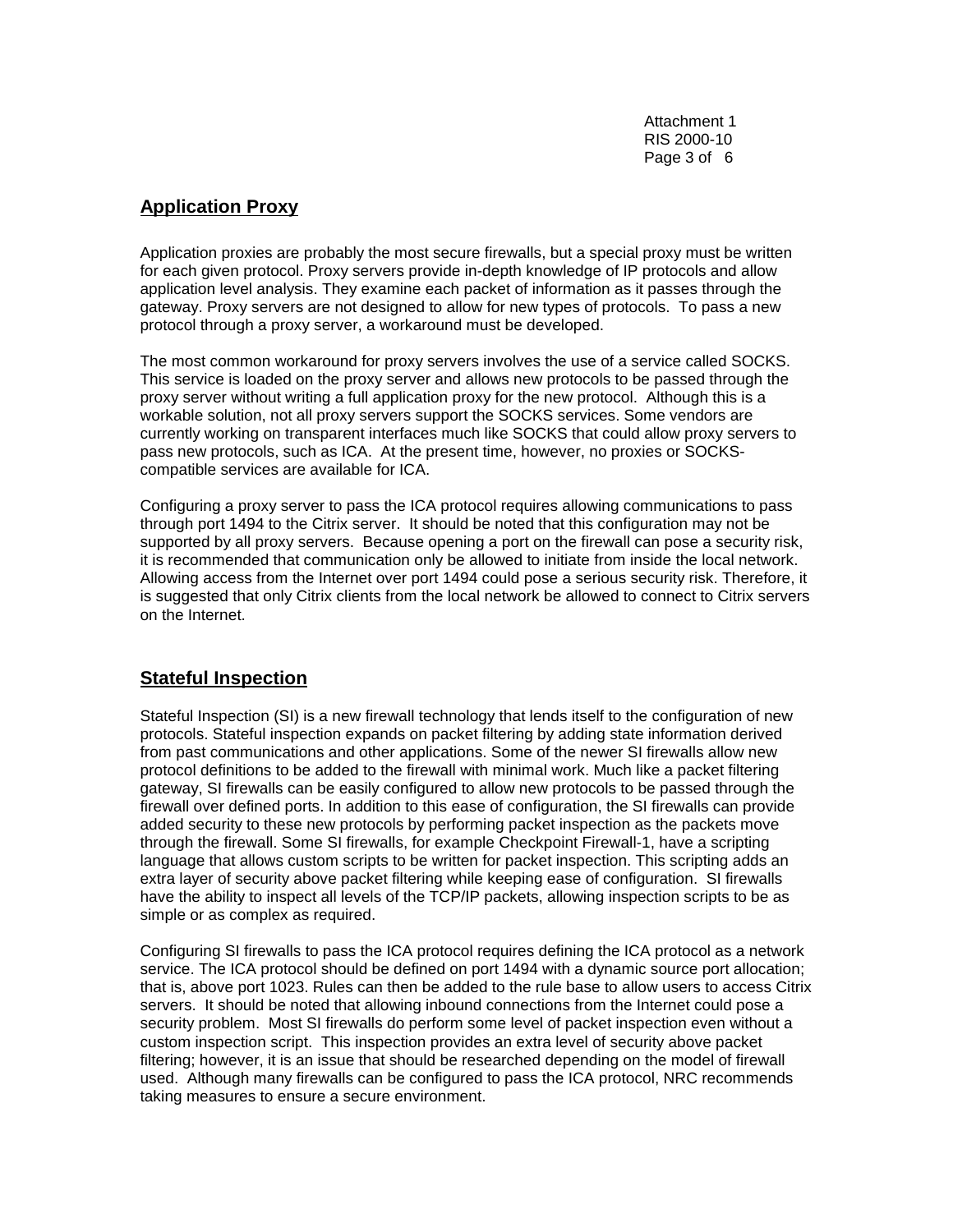## Application Proxy

Application proxies are probably the most secure firewalls, but a special proxy must be written for each given protocol. Proxy servers provide in-depth knowledge of IP protocols and allow application level analysis. They examine each packet of information as it passes through the gateway. Proxy servers are not designed to allow for new types of protocols. To pass a new protocol through a proxy server, a workaround must be developed.

The most common workaround for proxy servers involves the use of a service called SOCKS. This service is loaded on the proxy server and allows new protocols to be passed through the proxy server without writing a full application proxy for the new protocol. Although this is a workable solution, not all proxy servers support the SOCKS services. Some vendors are currently working on transparent interfaces much like SOCKS that could allow proxy servers to pass new protocols, such as ICA. At the present time, however, no proxies or SOCKS-compatible services are available for ICA.

Configuring a proxy server to pass the ICA protocol requires allowing communications to pass through port 1494 to the Citrix server. It should be noted that this configuration may not be supported by all proxy servers. Because opening a port on the firewall can pose a security risk, it is recommended that communication only be allowed to initiate from inside the local network. Allowing access from the Internet over port 1494 could pose a serious security risk. Therefore, it is suggested that only Citrix clients from the local network be allowed to connect to Citrix servers on the Internet.

## Stateful Inspection

Stateful Inspection (SI) is a new firewall technology that lends itself to the configuration of new protocols. Stateful inspection expands on packet filtering by adding state information derived from past communications and other applications. Some of the newer SI firewalls allow new protocol definitions to be added to the firewall with minimal work. Much like a packet filtering gateway, SI firewalls can be easily configured to allow new protocols to be passed through the firewall over defined ports. In addition to this ease of configuration, the SI firewalls can provide added security to these new protocols by performing packet inspection as the packets move through the firewall. Some SI firewalls, for example Checkpoint Firewall-1, have a scripting language that allows custom scripts to be written for packet inspection. This scripting adds an extra layer of security above packet filtering while keeping ease of configuration. SI firewalls have the ability to inspect all levels of the TCP/IP packets, allowing inspection scripts to be as simple or as complex as required.

Configuring SI firewalls to pass the ICA protocol requires defining the ICA protocol as a network service. The ICA protocol should be defined on port 1494 with a dynamic source port allocation; that is, above port 1023. Rules can then be added to the rule base to allow users to access Citrix servers. It should be noted that allowing inbound connections from the Internet could pose a security problem. Most SI firewalls do perform some level of packet inspection even without a custom inspection script. This inspection provides an extra level of security above packet filtering; however, it is an issue that should be researched depending on the model of firewall used. Although many firewalls can be configured to pass the ICA protocol, NRC recommends taking measures to ensure a secure environment.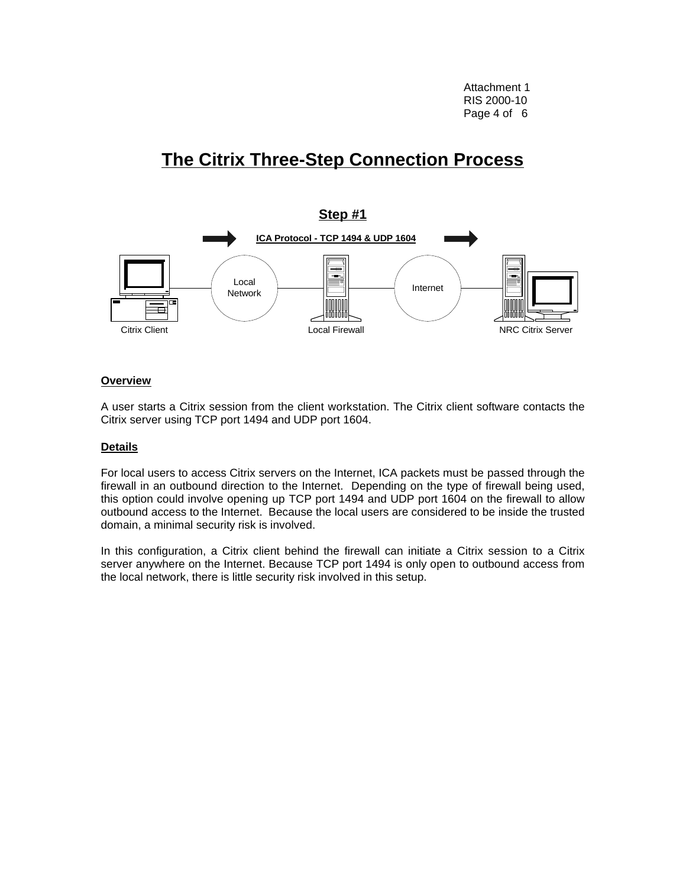Attachment 1
RIS 2000-10

# The Citrix Three-Step Connection Process

## Step #1

ICA Protocol - TCP 1494 & UDP 1604

Local Network

Internet

Citrix Client

Local Firewall

NRC Citrix Server

### Overview

A user starts a Citrix session from the client workstation. The Citrix client software contacts the Citrix server using TCP port 1494 and UDP port 1604.

### Details

For local users to access Citrix servers on the Internet, ICA packets must be passed through the firewall in an outbound direction to the Internet. Depending on the type of firewall being used, this option could involve opening up TCP port 1494 and UDP port 1604 on the firewall to allow outbound access to the Internet. Because the local users are considered to be inside the trusted domain, a minimal security risk is involved.

In this configuration, a Citrix client behind the firewall can initiate a Citrix session to a Citrix server anywhere on the Internet. Because TCP port 1494 is only open to outbound access from the local network, there is little security risk involved in this setup.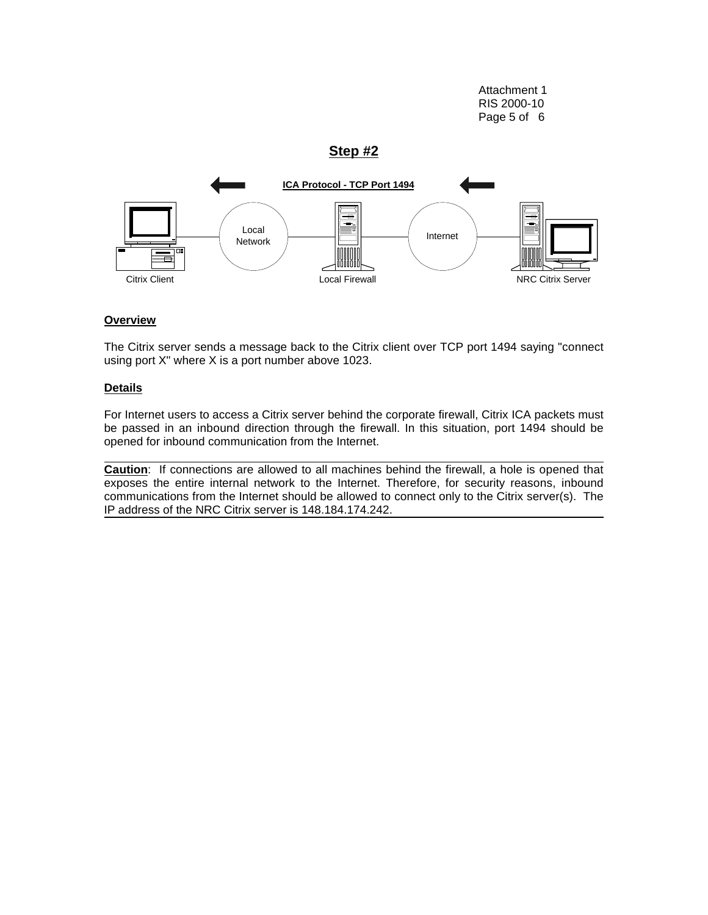Attachment 1
RIS 2000-10

## Step #2

ICA Protocol - TCP Port 1494

Citrix Client

Local Network

Local Firewall

Internet

NRC Citrix Server

### Overview

The Citrix server sends a message back to the Citrix client over TCP port 1494 saying "connect using port X" where X is a port number above 1023.

### Details

For Internet users to access a Citrix server behind the corporate firewall, Citrix ICA packets must be passed in an inbound direction through the firewall. In this situation, port 1494 should be opened for inbound communication from the Internet.

---

**Caution**: If connections are allowed to all machines behind the firewall, a hole is opened that exposes the entire internal network to the Internet. Therefore, for security reasons, inbound communications from the Internet should be allowed to connect only to the Citrix server(s). The IP address of the NRC Citrix server is 148.184.174.242.

---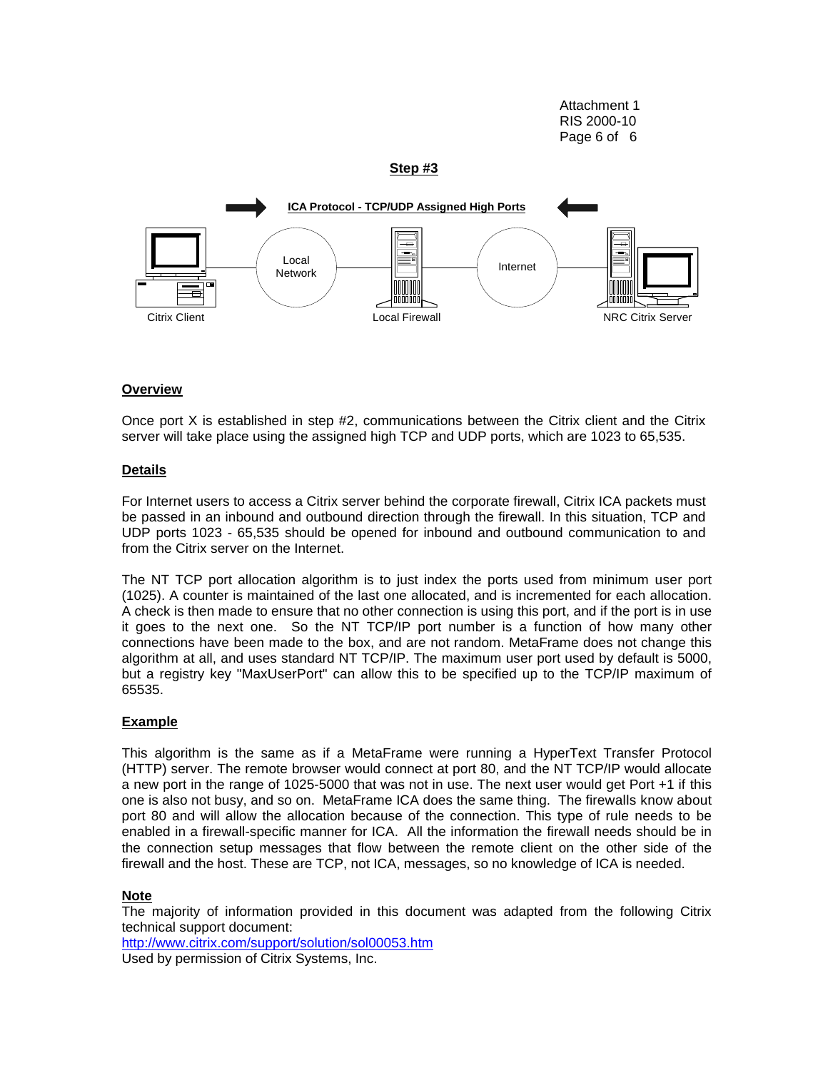Attachment 1
RIS 2000-10

## Step #3

ICA Protocol - TCP/UDP Assigned High Ports

Local Network

Internet

Citrix Client

Local Firewall

NRC Citrix Server

### Overview

Once port X is established in step #2, communications between the Citrix client and the Citrix server will take place using the assigned high TCP and UDP ports, which are 1023 to 65,535.

### Details

For Internet users to access a Citrix server behind the corporate firewall, Citrix ICA packets must be passed in an inbound and outbound direction through the firewall. In this situation, TCP and UDP ports 1023 - 65,535 should be opened for inbound and outbound communication to and from the Citrix server on the Internet.

The NT TCP port allocation algorithm is to just index the ports used from minimum user port (1025). A counter is maintained of the last one allocated, and is incremented for each allocation. A check is then made to ensure that no other connection is using this port, and if the port is in use it goes to the next one. So the NT TCP/IP port number is a function of how many other connections have been made to the box, and are not random. MetaFrame does not change this algorithm at all, and uses standard NT TCP/IP. The maximum user port used by default is 5000, but a registry key "MaxUserPort" can allow this to be specified up to the TCP/IP maximum of 65535.

### Example

This algorithm is the same as if a MetaFrame were running a HyperText Transfer Protocol (HTTP) server. The remote browser would connect at port 80, and the NT TCP/IP would allocate a new port in the range of 1025-5000 that was not in use. The next user would get Port +1 if this one is also not busy, and so on. MetaFrame ICA does the same thing. The firewalls know about port 80 and will allow the allocation because of the connection. This type of rule needs to be enabled in a firewall-specific manner for ICA. All the information the firewall needs should be in the connection setup messages that flow between the remote client on the other side of the firewall and the host. These are TCP, not ICA, messages, so no knowledge of ICA is needed.

### Note

The majority of information provided in this document was adapted from the following Citrix technical support document:
http://www.citrix.com/support/solution/sol00053.htm
Used by permission of Citrix Systems, Inc.